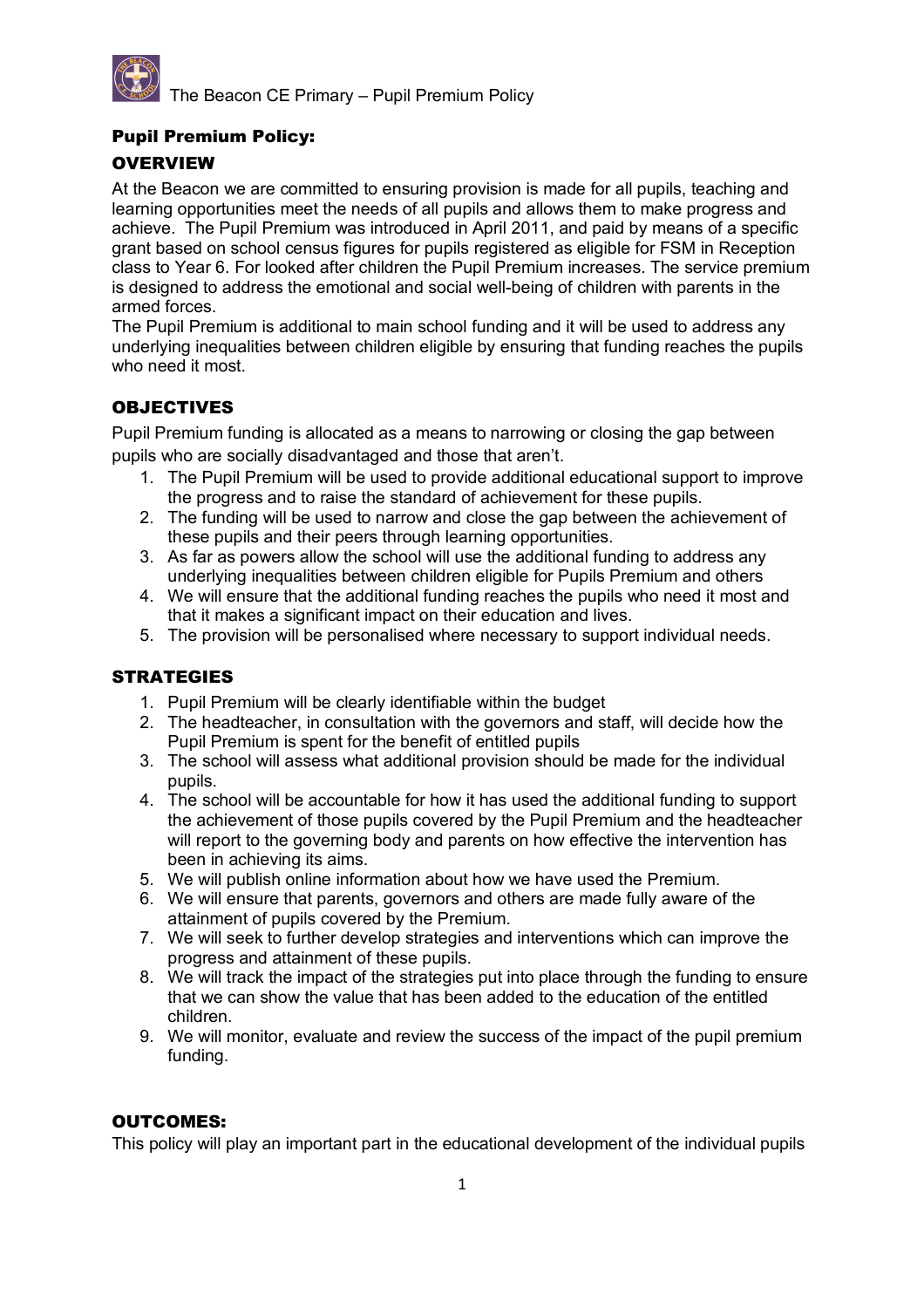# Pupil Premium Policy:

## OVERVIEW

At the Beacon we are committed to ensuring provision is made for all pupils, teaching and learning opportunities meet the needs of all pupils and allows them to make progress and achieve. The Pupil Premium was introduced in April 2011, and paid by means of a specific grant based on school census figures for pupils registered as eligible for FSM in Reception class to Year 6. For looked after children the Pupil Premium increases. The service premium is designed to address the emotional and social well-being of children with parents in the armed forces.

The Pupil Premium is additional to main school funding and it will be used to address any underlying inequalities between children eligible by ensuring that funding reaches the pupils who need it most.

## OBJECTIVES

Pupil Premium funding is allocated as a means to narrowing or closing the gap between pupils who are socially disadvantaged and those that aren't.

1. The Pupil Premium will be used to provide additional educational support to improve the progress and to raise the standard of achievement for these pupils.
2. The funding will be used to narrow and close the gap between the achievement of these pupils and their peers through learning opportunities.
3. As far as powers allow the school will use the additional funding to address any underlying inequalities between children eligible for Pupils Premium and others
4. We will ensure that the additional funding reaches the pupils who need it most and that it makes a significant impact on their education and lives.
5. The provision will be personalised where necessary to support individual needs.

## STRATEGIES

1. Pupil Premium will be clearly identifiable within the budget
2. The headteacher, in consultation with the governors and staff, will decide how the Pupil Premium is spent for the benefit of entitled pupils
3. The school will assess what additional provision should be made for the individual pupils.
4. The school will be accountable for how it has used the additional funding to support the achievement of those pupils covered by the Pupil Premium and the headteacher will report to the governing body and parents on how effective the intervention has been in achieving its aims.
5. We will publish online information about how we have used the Premium.
6. We will ensure that parents, governors and others are made fully aware of the attainment of pupils covered by the Premium.
7. We will seek to further develop strategies and interventions which can improve the progress and attainment of these pupils.
8. We will track the impact of the strategies put into place through the funding to ensure that we can show the value that has been added to the education of the entitled children.
9. We will monitor, evaluate and review the success of the impact of the pupil premium funding.

## OUTCOMES:

This policy will play an important part in the educational development of the individual pupils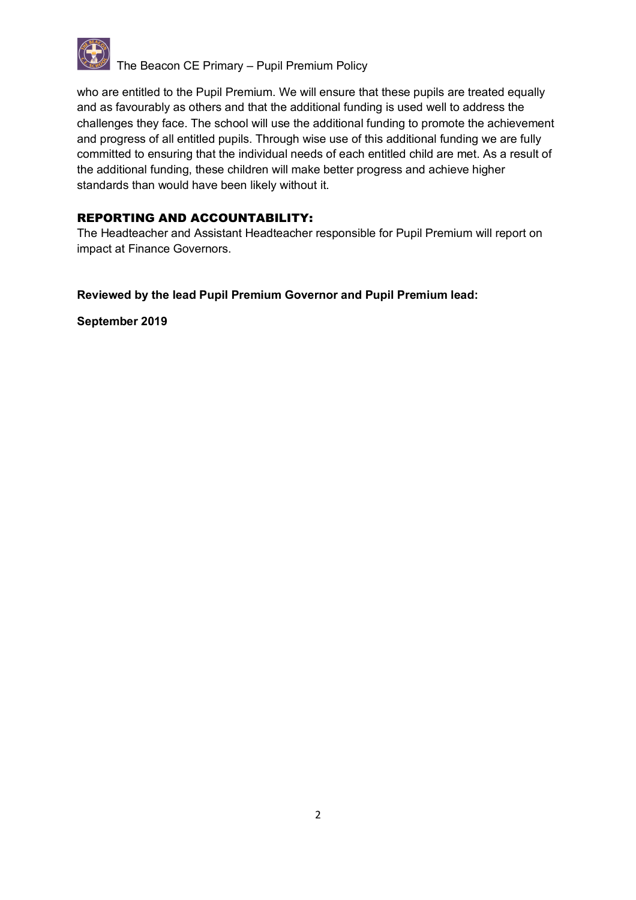who are entitled to the Pupil Premium. We will ensure that these pupils are treated equally and as favourably as others and that the additional funding is used well to address the challenges they face. The school will use the additional funding to promote the achievement and progress of all entitled pupils. Through wise use of this additional funding we are fully committed to ensuring that the individual needs of each entitled child are met. As a result of the additional funding, these children will make better progress and achieve higher standards than would have been likely without it.

## REPORTING AND ACCOUNTABILITY:

The Headteacher and Assistant Headteacher responsible for Pupil Premium will report on impact at Finance Governors.

**Reviewed by the lead Pupil Premium Governor and Pupil Premium lead:**

**September 2019**